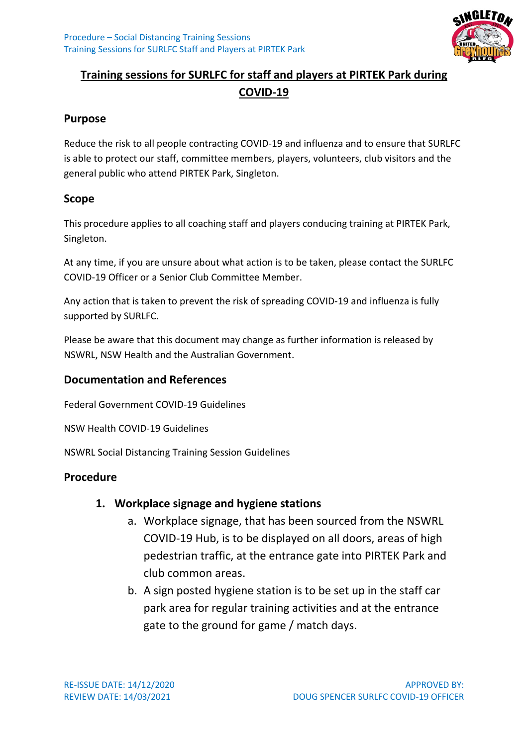# Training sessions for SURLFC for staff and players at PIRTEK Park during COVID-19

## Purpose

Reduce the risk to all people contracting COVID-19 and influenza and to ensure that SURLFC is able to protect our staff, committee members, players, volunteers, club visitors and the general public who attend PIRTEK Park, Singleton.

## Scope

This procedure applies to all coaching staff and players conducing training at PIRTEK Park, Singleton.

At any time, if you are unsure about what action is to be taken, please contact the SURLFC COVID-19 Officer or a Senior Club Committee Member.

Any action that is taken to prevent the risk of spreading COVID-19 and influenza is fully supported by SURLFC.

Please be aware that this document may change as further information is released by NSWRL, NSW Health and the Australian Government.

## Documentation and References

Federal Government COVID-19 Guidelines

NSW Health COVID-19 Guidelines

NSWRL Social Distancing Training Session Guidelines

## Procedure

1. **Workplace signage and hygiene stations**
    a. Workplace signage, that has been sourced from the NSWRL COVID-19 Hub, is to be displayed on all doors, areas of high pedestrian traffic, at the entrance gate into PIRTEK Park and club common areas.
    b. A sign posted hygiene station is to be set up in the staff car park area for regular training activities and at the entrance gate to the ground for game / match days.

RE-ISSUE DATE: 14/12/2020
REVIEW DATE: 14/03/2021

APPROVED BY:
DOUG SPENCER SURLFC COVID-19 OFFICER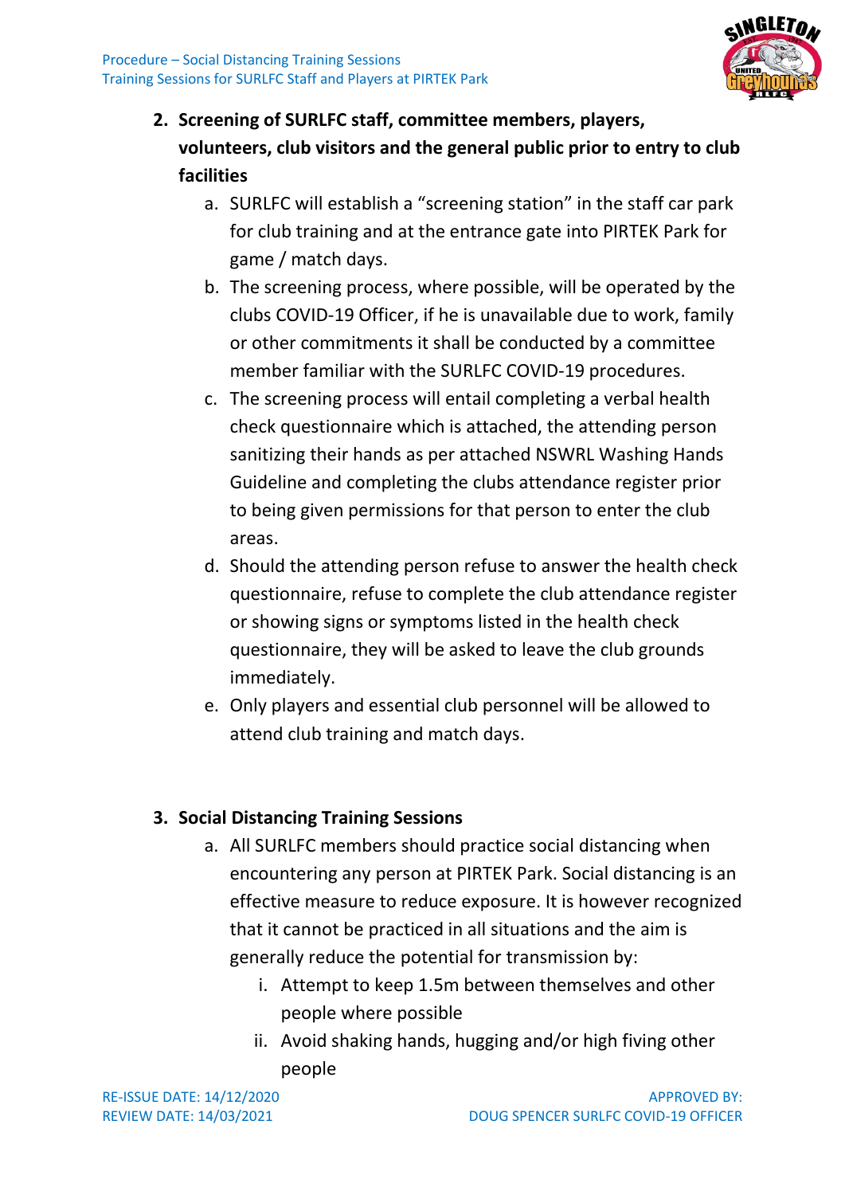2. **Screening of SURLFC staff, committee members, players, volunteers, club visitors and the general public prior to entry to club facilities**
    a. SURLFC will establish a "screening station" in the staff car park for club training and at the entrance gate into PIRTEK Park for game / match days.
    b. The screening process, where possible, will be operated by the clubs COVID-19 Officer, if he is unavailable due to work, family or other commitments it shall be conducted by a committee member familiar with the SURLFC COVID-19 procedures.
    c. The screening process will entail completing a verbal health check questionnaire which is attached, the attending person sanitizing their hands as per attached NSWRL Washing Hands Guideline and completing the clubs attendance register prior to being given permissions for that person to enter the club areas.
    d. Should the attending person refuse to answer the health check questionnaire, refuse to complete the club attendance register or showing signs or symptoms listed in the health check questionnaire, they will be asked to leave the club grounds immediately.
    e. Only players and essential club personnel will be allowed to attend club training and match days.

3. **Social Distancing Training Sessions**
    a. All SURLFC members should practice social distancing when encountering any person at PIRTEK Park. Social distancing is an effective measure to reduce exposure. It is however recognized that it cannot be practiced in all situations and the aim is generally reduce the potential for transmission by:
        i. Attempt to keep 1.5m between themselves and other people where possible
        ii. Avoid shaking hands, hugging and/or high fiving other people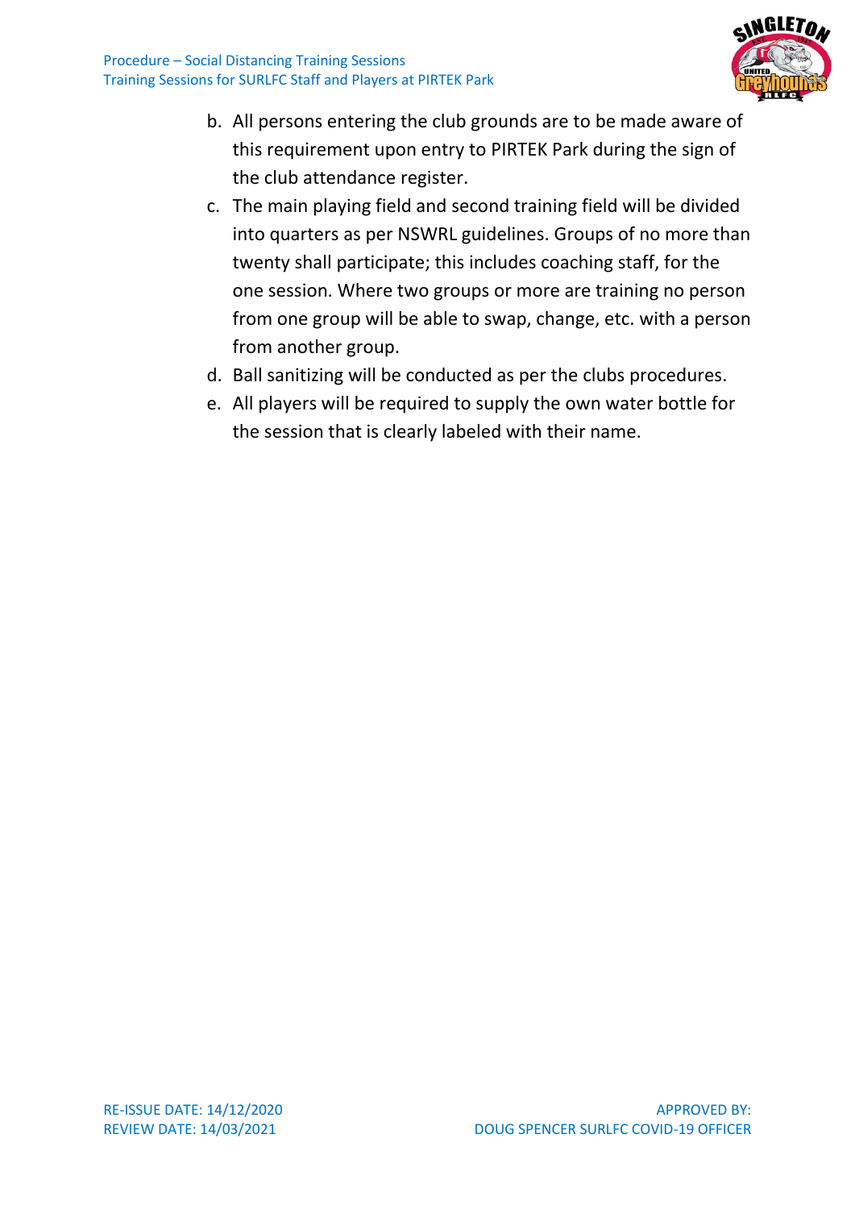b. All persons entering the club grounds are to be made aware of this requirement upon entry to PIRTEK Park during the sign of the club attendance register.
c. The main playing field and second training field will be divided into quarters as per NSWRL guidelines. Groups of no more than twenty shall participate; this includes coaching staff, for the one session. Where two groups or more are training no person from one group will be able to swap, change, etc. with a person from another group.
d. Ball sanitizing will be conducted as per the clubs procedures.
e. All players will be required to supply the own water bottle for the session that is clearly labeled with their name.